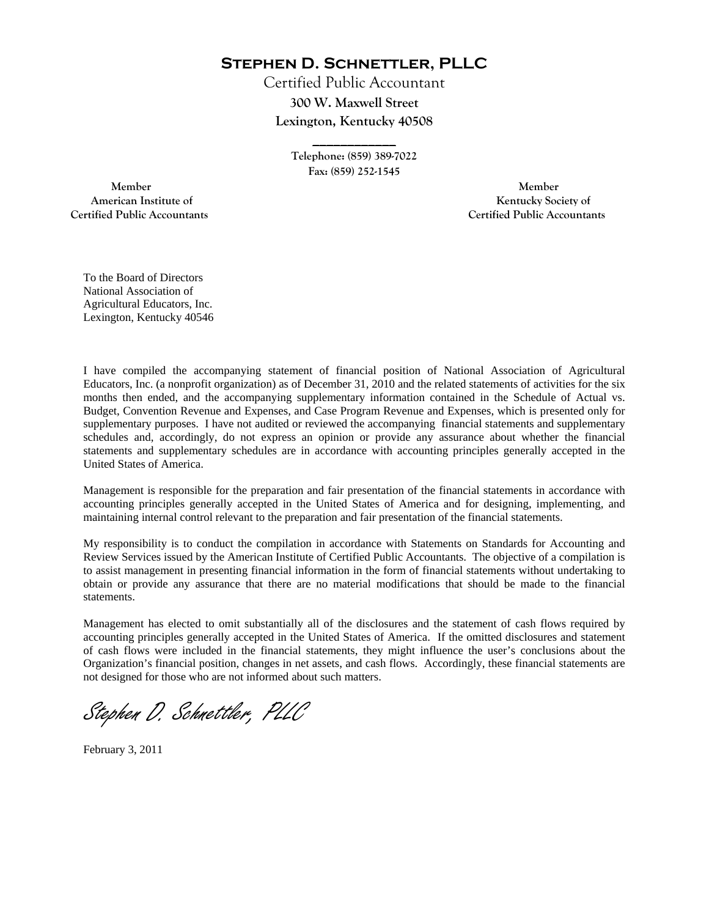# Stephen D. Schnettler, PLLC

Certified Public Accountant

300 W. Maxwell Street

Lexington, Kentucky 40508

Telephone: (859) 389-7022

Fax: (859) 252-1545

Member
American Institute of
Certified Public Accountants

Member
Kentucky Society of
Certified Public Accountants

To the Board of Directors
National Association of
Agricultural Educators, Inc.
Lexington, Kentucky 40546

I have compiled the accompanying statement of financial position of National Association of Agricultural Educators, Inc. (a nonprofit organization) as of December 31, 2010 and the related statements of activities for the six months then ended, and the accompanying supplementary information contained in the Schedule of Actual vs. Budget, Convention Revenue and Expenses, and Case Program Revenue and Expenses, which is presented only for supplementary purposes. I have not audited or reviewed the accompanying financial statements and supplementary schedules and, accordingly, do not express an opinion or provide any assurance about whether the financial statements and supplementary schedules are in accordance with accounting principles generally accepted in the United States of America.

Management is responsible for the preparation and fair presentation of the financial statements in accordance with accounting principles generally accepted in the United States of America and for designing, implementing, and maintaining internal control relevant to the preparation and fair presentation of the financial statements.

My responsibility is to conduct the compilation in accordance with Statements on Standards for Accounting and Review Services issued by the American Institute of Certified Public Accountants. The objective of a compilation is to assist management in presenting financial information in the form of financial statements without undertaking to obtain or provide any assurance that there are no material modifications that should be made to the financial statements.

Management has elected to omit substantially all of the disclosures and the statement of cash flows required by accounting principles generally accepted in the United States of America. If the omitted disclosures and statement of cash flows were included in the financial statements, they might influence the user's conclusions about the Organization's financial position, changes in net assets, and cash flows. Accordingly, these financial statements are not designed for those who are not informed about such matters.

*Stephen D. Schnettler, PLLC*

February 3, 2011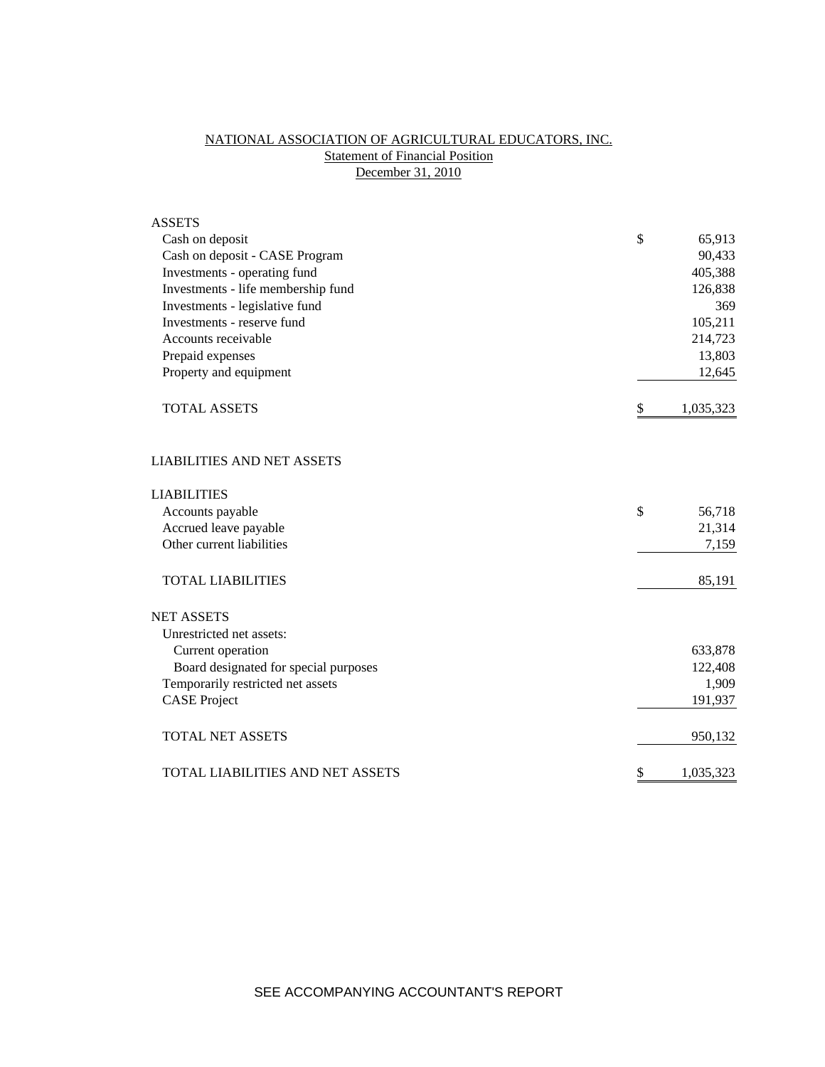# NATIONAL ASSOCIATION OF AGRICULTURAL EDUCATORS, INC.

## Statement of Financial Position

### December 31, 2010

| | | |
|---|---|---|
| **ASSETS** | | |
| Cash on deposit | $ | 65,913 |
| Cash on deposit - CASE Program | | 90,433 |
| Investments - operating fund | | 405,388 |
| Investments - life membership fund | | 126,838 |
| Investments - legislative fund | | 369 |
| Investments - reserve fund | | 105,211 |
| Accounts receivable | | 214,723 |
| Prepaid expenses | | 13,803 |
| Property and equipment | | 12,645 |
| TOTAL ASSETS | $ | 1,035,323 |
| | | |
| **LIABILITIES AND NET ASSETS** | | |
| | | |
| **LIABILITIES** | | |
| Accounts payable | $ | 56,718 |
| Accrued leave payable | | 21,314 |
| Other current liabilities | | 7,159 |
| TOTAL LIABILITIES | | 85,191 |
| | | |
| **NET ASSETS** | | |
| Unrestricted net assets: | | |
| Current operation | | 633,878 |
| Board designated for special purposes | | 122,408 |
| Temporarily restricted net assets | | 1,909 |
| CASE Project | | 191,937 |
| TOTAL NET ASSETS | | 950,132 |
| TOTAL LIABILITIES AND NET ASSETS | $ | 1,035,323 |

SEE ACCOMPANYING ACCOUNTANT'S REPORT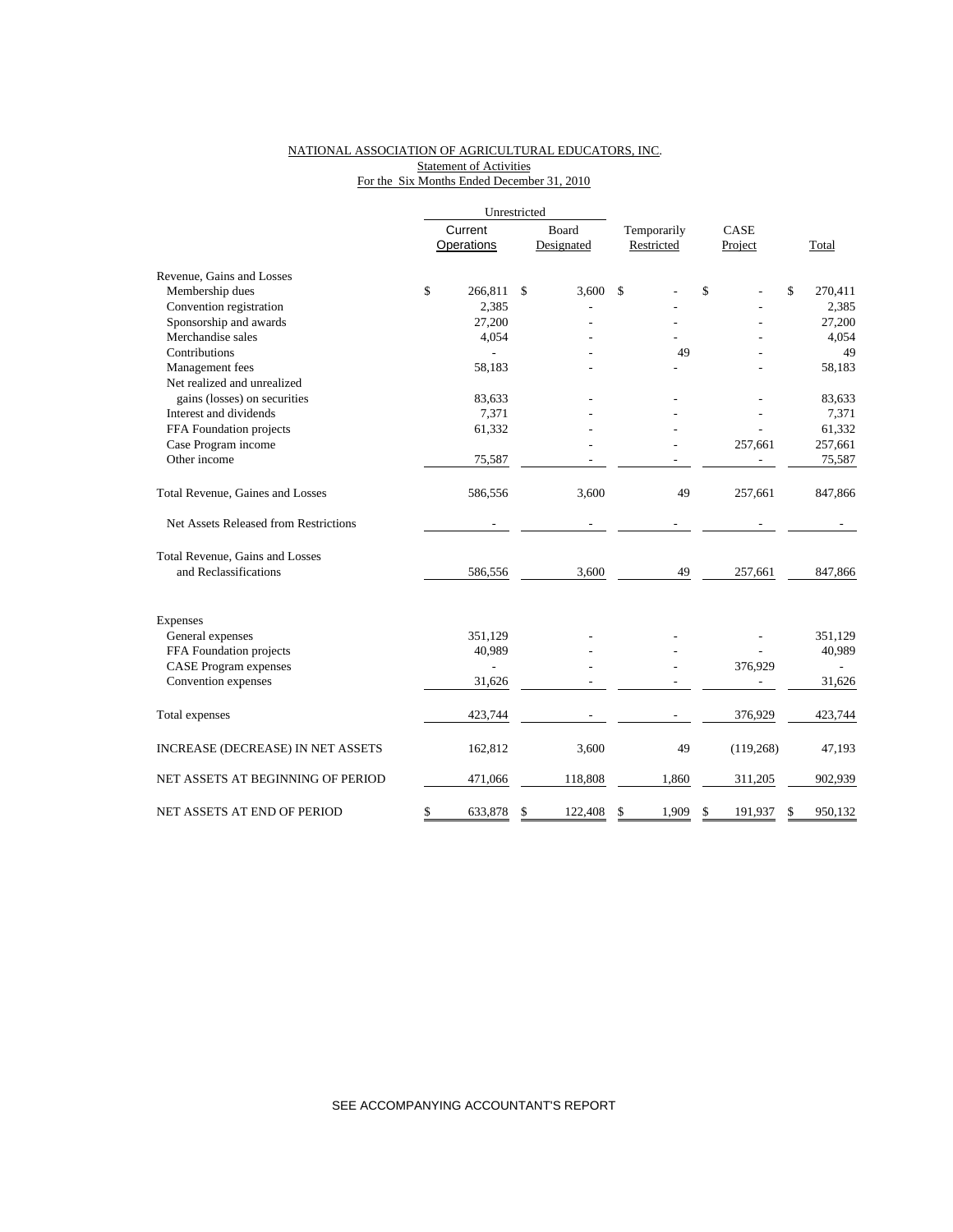NATIONAL ASSOCIATION OF AGRICULTURAL EDUCATORS, INC.
Statement of Activities
For the Six Months Ended December 31, 2010

| | Unrestricted | | | | |
|---|---|---|---|---|---|
| | Current Operations | Board Designated | Temporarily Restricted | CASE Project | Total |
| **Revenue, Gains and Losses** | | | | | |
| Membership dues | $ 266,811 | $ 3,600 | $ - | $ - | $ 270,411 |
| Convention registration | 2,385 | - | - | - | 2,385 |
| Sponsorship and awards | 27,200 | - | - | - | 27,200 |
| Merchandise sales | 4,054 | - | - | - | 4,054 |
| Contributions | - | - | 49 | - | 49 |
| Management fees | 58,183 | - | - | - | 58,183 |
| Net realized and unrealized gains (losses) on securities | 83,633 | - | - | - | 83,633 |
| Interest and dividends | 7,371 | - | - | - | 7,371 |
| FFA Foundation projects | 61,332 | - | - | - | 61,332 |
| Case Program income | | - | - | 257,661 | 257,661 |
| Other income | 75,587 | - | - | - | 75,587 |
| Total Revenue, Gaines and Losses | 586,556 | 3,600 | 49 | 257,661 | 847,866 |
| Net Assets Released from Restrictions | - | - | - | - | - |
| Total Revenue, Gains and Losses and Reclassifications | 586,556 | 3,600 | 49 | 257,661 | 847,866 |
| **Expenses** | | | | | |
| General expenses | 351,129 | - | - | - | 351,129 |
| FFA Foundation projects | 40,989 | - | - | - | 40,989 |
| CASE Program expenses | - | - | - | 376,929 | - |
| Convention expenses | 31,626 | - | - | - | 31,626 |
| Total expenses | 423,744 | - | - | 376,929 | 423,744 |
| INCREASE (DECREASE) IN NET ASSETS | 162,812 | 3,600 | 49 | (119,268) | 47,193 |
| NET ASSETS AT BEGINNING OF PERIOD | 471,066 | 118,808 | 1,860 | 311,205 | 902,939 |
| NET ASSETS AT END OF PERIOD | $ 633,878 | $ 122,408 | $ 1,909 | $ 191,937 | $ 950,132 |

SEE ACCOMPANYING ACCOUNTANT'S REPORT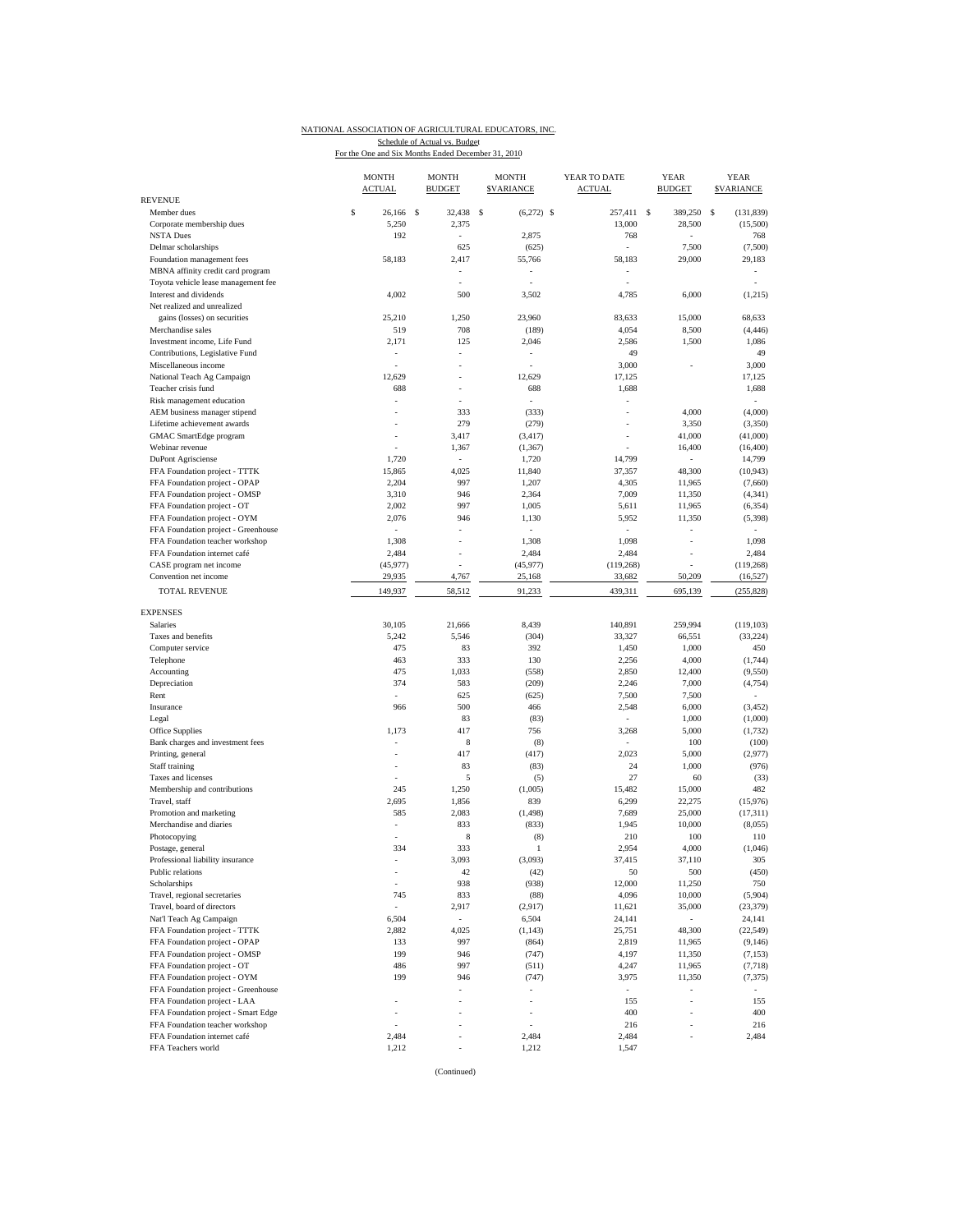NATIONAL ASSOCIATION OF AGRICULTURAL EDUCATORS, INC.
Schedule of Actual vs. Budget
For the One and Six Months Ended December 31, 2010

| | MONTH ACTUAL | MONTH BUDGET | MONTH $VARIANCE | YEAR TO DATE ACTUAL | YEAR BUDGET | YEAR $VARIANCE |
|---|---|---|---|---|---|---|
| REVENUE | | | | | | |
| Member dues | $ 26,166 | $ 32,438 | $ (6,272) | $ 257,411 | $ 389,250 | $ (131,839) |
| Corporate membership dues | 5,250 | 2,375 | | 13,000 | 28,500 | (15,500) |
| NSTA Dues | 192 | - | 2,875 | 768 | - | 768 |
| Delmar scholarships | | 625 | (625) | - | 7,500 | (7,500) |
| Foundation management fees | 58,183 | 2,417 | 55,766 | 58,183 | 29,000 | 29,183 |
| MBNA affinity credit card program | | - | - | - | | - |
| Toyota vehicle lease management fee | | - | - | - | | - |
| Interest and dividends | 4,002 | 500 | 3,502 | 4,785 | 6,000 | (1,215) |
| Net realized and unrealized | | | | | | |
| gains (losses) on securities | 25,210 | 1,250 | 23,960 | 83,633 | 15,000 | 68,633 |
| Merchandise sales | 519 | 708 | (189) | 4,054 | 8,500 | (4,446) |
| Investment income, Life Fund | 2,171 | 125 | 2,046 | 2,586 | 1,500 | 1,086 |
| Contributions, Legislative Fund | - | - | - | 49 | | 49 |
| Miscellaneous income | - | - | - | 3,000 | - | 3,000 |
| National Teach Ag Campaign | 12,629 | - | 12,629 | 17,125 | | 17,125 |
| Teacher crisis fund | 688 | - | 688 | 1,688 | | 1,688 |
| Risk management education | - | - | - | - | | - |
| AEM business manager stipend | - | 333 | (333) | - | 4,000 | (4,000) |
| Lifetime achievement awards | - | 279 | (279) | - | 3,350 | (3,350) |
| GMAC SmartEdge program | - | 3,417 | (3,417) | - | 41,000 | (41,000) |
| Webinar revenue | - | 1,367 | (1,367) | - | 16,400 | (16,400) |
| DuPont Agrisciense | 1,720 | - | 1,720 | 14,799 | - | 14,799 |
| FFA Foundation project - TTTK | 15,865 | 4,025 | 11,840 | 37,357 | 48,300 | (10,943) |
| FFA Foundation project - OPAP | 2,204 | 997 | 1,207 | 4,305 | 11,965 | (7,660) |
| FFA Foundation project - OMSP | 3,310 | 946 | 2,364 | 7,009 | 11,350 | (4,341) |
| FFA Foundation project - OT | 2,002 | 997 | 1,005 | 5,611 | 11,965 | (6,354) |
| FFA Foundation project - OYM | 2,076 | 946 | 1,130 | 5,952 | 11,350 | (5,398) |
| FFA Foundation project - Greenhouse | - | - | - | - | - | - |
| FFA Foundation teacher workshop | 1,308 | - | 1,308 | 1,098 | - | 1,098 |
| FFA Foundation internet café | 2,484 | - | 2,484 | 2,484 | - | 2,484 |
| CASE program net income | (45,977) | - | (45,977) | (119,268) | - | (119,268) |
| Convention net income | 29,935 | 4,767 | 25,168 | 33,682 | 50,209 | (16,527) |
| TOTAL REVENUE | 149,937 | 58,512 | 91,233 | 439,311 | 695,139 | (255,828) |
| EXPENSES | | | | | | |
| Salaries | 30,105 | 21,666 | 8,439 | 140,891 | 259,994 | (119,103) |
| Taxes and benefits | 5,242 | 5,546 | (304) | 33,327 | 66,551 | (33,224) |
| Computer service | 475 | 83 | 392 | 1,450 | 1,000 | 450 |
| Telephone | 463 | 333 | 130 | 2,256 | 4,000 | (1,744) |
| Accounting | 475 | 1,033 | (558) | 2,850 | 12,400 | (9,550) |
| Depreciation | 374 | 583 | (209) | 2,246 | 7,000 | (4,754) |
| Rent | - | 625 | (625) | 7,500 | 7,500 | - |
| Insurance | 966 | 500 | 466 | 2,548 | 6,000 | (3,452) |
| Legal | | 83 | (83) | - | 1,000 | (1,000) |
| Office Supplies | 1,173 | 417 | 756 | 3,268 | 5,000 | (1,732) |
| Bank charges and investment fees | - | 8 | (8) | - | 100 | (100) |
| Printing, general | - | 417 | (417) | 2,023 | 5,000 | (2,977) |
| Staff training | - | 83 | (83) | 24 | 1,000 | (976) |
| Taxes and licenses | - | 5 | (5) | 27 | 60 | (33) |
| Membership and contributions | 245 | 1,250 | (1,005) | 15,482 | 15,000 | 482 |
| Travel, staff | 2,695 | 1,856 | 839 | 6,299 | 22,275 | (15,976) |
| Promotion and marketing | 585 | 2,083 | (1,498) | 7,689 | 25,000 | (17,311) |
| Merchandise and diaries | - | 833 | (833) | 1,945 | 10,000 | (8,055) |
| Photocopying | - | 8 | (8) | 210 | 100 | 110 |
| Postage, general | 334 | 333 | 1 | 2,954 | 4,000 | (1,046) |
| Professional liability insurance | - | 3,093 | (3,093) | 37,415 | 37,110 | 305 |
| Public relations | - | 42 | (42) | 50 | 500 | (450) |
| Scholarships | - | 938 | (938) | 12,000 | 11,250 | 750 |
| Travel, regional secretaries | 745 | 833 | (88) | 4,096 | 10,000 | (5,904) |
| Travel, board of directors | - | 2,917 | (2,917) | 11,621 | 35,000 | (23,379) |
| Nat'l Teach Ag Campaign | 6,504 | - | 6,504 | 24,141 | - | 24,141 |
| FFA Foundation project - TTTK | 2,882 | 4,025 | (1,143) | 25,751 | 48,300 | (22,549) |
| FFA Foundation project - OPAP | 133 | 997 | (864) | 2,819 | 11,965 | (9,146) |
| FFA Foundation project - OMSP | 199 | 946 | (747) | 4,197 | 11,350 | (7,153) |
| FFA Foundation project - OT | 486 | 997 | (511) | 4,247 | 11,965 | (7,718) |
| FFA Foundation project - OYM | 199 | 946 | (747) | 3,975 | 11,350 | (7,375) |
| FFA Foundation project - Greenhouse | | - | - | - | - | - |
| FFA Foundation project - LAA | - | - | - | 155 | - | 155 |
| FFA Foundation project - Smart Edge | - | - | - | 400 | - | 400 |
| FFA Foundation teacher workshop | - | - | - | 216 | - | 216 |
| FFA Foundation internet café | 2,484 | - | 2,484 | 2,484 | - | 2,484 |
| FFA Teachers world | 1,212 | - | 1,212 | 1,547 | | |

(Continued)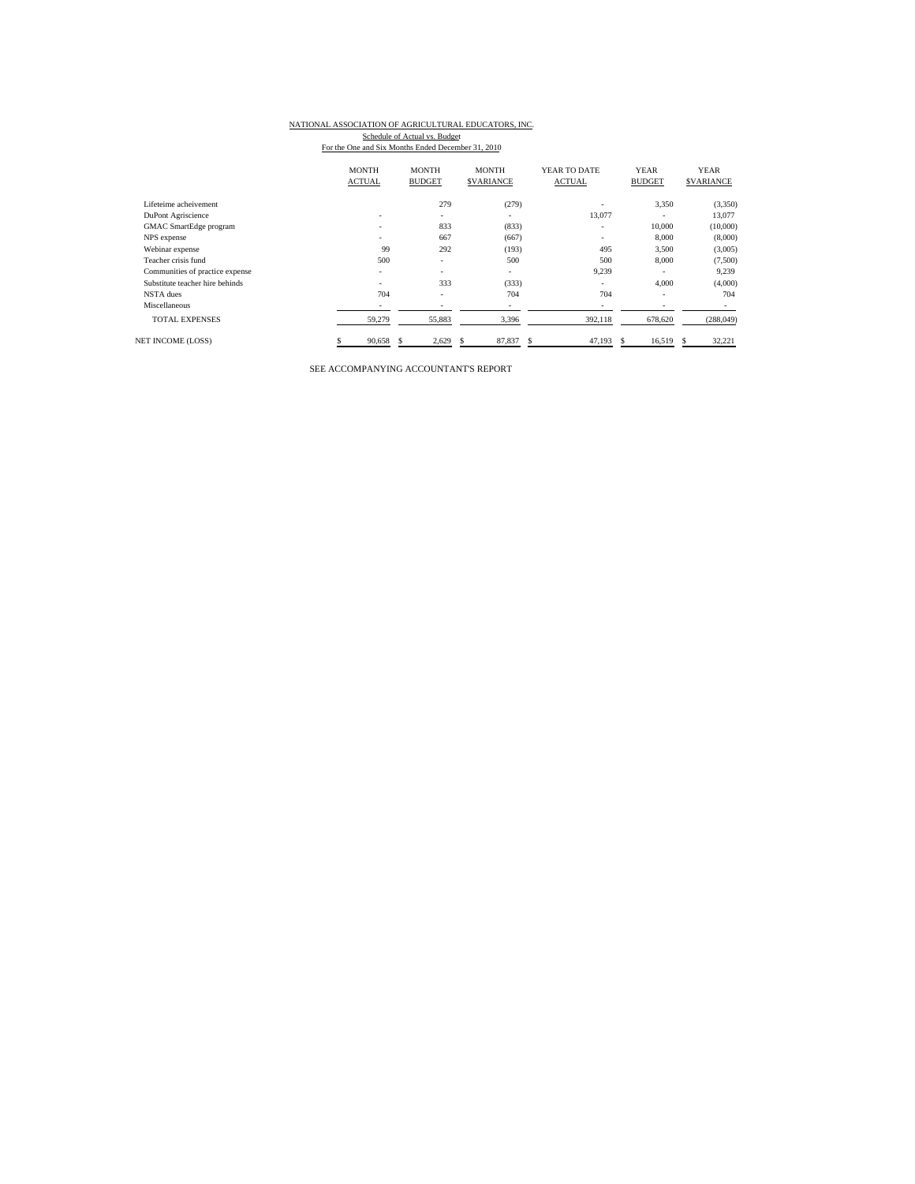NATIONAL ASSOCIATION OF AGRICULTURAL EDUCATORS, INC.

Schedule of Actual vs. Budget

For the One and Six Months Ended December 31, 2010

| | MONTH ACTUAL | MONTH BUDGET | MONTH $VARIANCE | YEAR TO DATE ACTUAL | YEAR BUDGET | YEAR $VARIANCE |
|---|---|---|---|---|---|---|
| Lifeteime acheivement | | 279 | (279) | - | 3,350 | (3,350) |
| DuPont Agriscience | - | - | - | 13,077 | - | 13,077 |
| GMAC SmartEdge program | - | 833 | (833) | - | 10,000 | (10,000) |
| NPS expense | - | 667 | (667) | - | 8,000 | (8,000) |
| Webinar expense | 99 | 292 | (193) | 495 | 3,500 | (3,005) |
| Teacher crisis fund | 500 | - | 500 | 500 | 8,000 | (7,500) |
| Communities of practice expense | - | - | - | 9,239 | - | 9,239 |
| Substitute teacher hire behinds | - | 333 | (333) | - | 4,000 | (4,000) |
| NSTA dues | 704 | - | 704 | 704 | - | 704 |
| Miscellaneous | - | - | - | - | - | - |
| TOTAL EXPENSES | 59,279 | 55,883 | 3,396 | 392,118 | 678,620 | (288,049) |
| NET INCOME (LOSS) | $ 90,658 | $ 2,629 | $ 87,837 | $ 47,193 | $ 16,519 | $ 32,221 |

SEE ACCOMPANYING ACCOUNTANT'S REPORT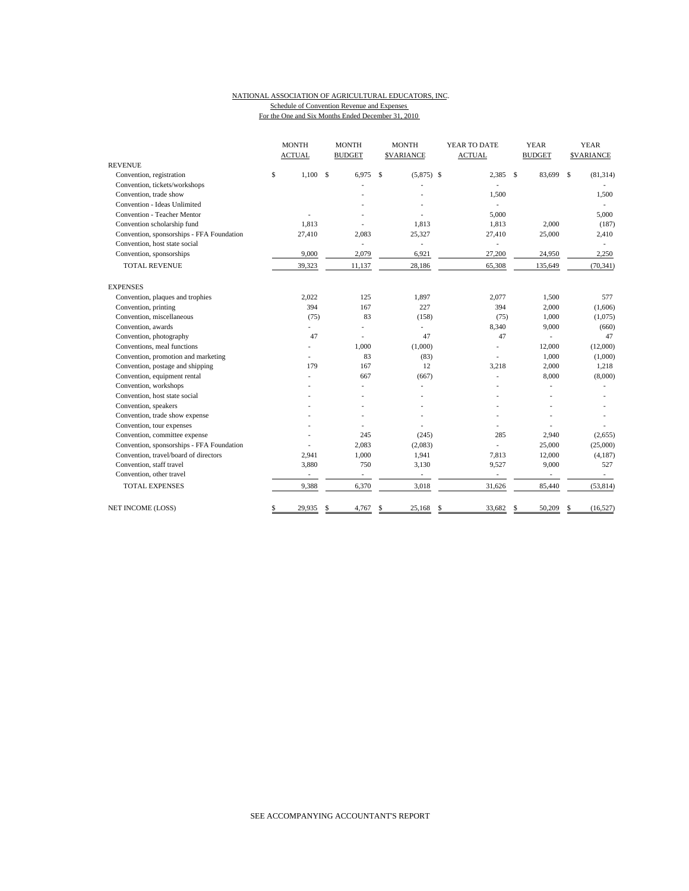NATIONAL ASSOCIATION OF AGRICULTURAL EDUCATORS, INC.

Schedule of Convention Revenue and Expenses

For the One and Six Months Ended December 31, 2010

| | MONTH ACTUAL | MONTH BUDGET | MONTH $VARIANCE | YEAR TO DATE ACTUAL | YEAR BUDGET | YEAR $VARIANCE |
|---|---|---|---|---|---|---|
| REVENUE | | | | | | |
| Convention, registration | $ 1,100 | $ 6,975 | $ (5,875) | $ 2,385 | $ 83,699 | $ (81,314) |
| Convention, tickets/workshops | | - | - | - | | - |
| Convention, trade show | | - | - | 1,500 | | 1,500 |
| Convention - Ideas Unlimited | | - | - | - | | - |
| Convention - Teacher Mentor | - | - | - | 5,000 | | 5,000 |
| Convention scholarship fund | 1,813 | - | 1,813 | 1,813 | 2,000 | (187) |
| Convention, sponsorships - FFA Foundation | 27,410 | 2,083 | 25,327 | 27,410 | 25,000 | 2,410 |
| Convention, host state social | | - | - | - | | - |
| Convention, sponsorships | 9,000 | 2,079 | 6,921 | 27,200 | 24,950 | 2,250 |
| TOTAL REVENUE | 39,323 | 11,137 | 28,186 | 65,308 | 135,649 | (70,341) |
| EXPENSES | | | | | | |
| Convention, plaques and trophies | 2,022 | 125 | 1,897 | 2,077 | 1,500 | 577 |
| Convention, printing | 394 | 167 | 227 | 394 | 2,000 | (1,606) |
| Convention, miscellaneous | (75) | 83 | (158) | (75) | 1,000 | (1,075) |
| Convention, awards | - | - | - | 8,340 | 9,000 | (660) |
| Convention, photography | 47 | - | 47 | 47 | - | 47 |
| Conventions, meal functions | - | 1,000 | (1,000) | - | 12,000 | (12,000) |
| Convention, promotion and marketing | - | 83 | (83) | - | 1,000 | (1,000) |
| Convention, postage and shipping | 179 | 167 | 12 | 3,218 | 2,000 | 1,218 |
| Convention, equipment rental | - | 667 | (667) | - | 8,000 | (8,000) |
| Convention, workshops | - | - | - | - | - | - |
| Convention, host state social | - | - | - | - | - | - |
| Convention, speakers | - | - | - | - | - | - |
| Convention, trade show expense | - | - | - | - | - | - |
| Convention, tour expenses | - | - | - | - | - | - |
| Convention, committee expense | - | 245 | (245) | 285 | 2,940 | (2,655) |
| Convention, sponsorships - FFA Foundation | - | 2,083 | (2,083) | - | 25,000 | (25,000) |
| Convention, travel/board of directors | 2,941 | 1,000 | 1,941 | 7,813 | 12,000 | (4,187) |
| Convention, staff travel | 3,880 | 750 | 3,130 | 9,527 | 9,000 | 527 |
| Convention, other travel | - | - | - | - | - | - |
| TOTAL EXPENSES | 9,388 | 6,370 | 3,018 | 31,626 | 85,440 | (53,814) |
| NET INCOME (LOSS) | $ 29,935 | $ 4,767 | $ 25,168 | $ 33,682 | $ 50,209 | $ (16,527) |

SEE ACCOMPANYING ACCOUNTANT'S REPORT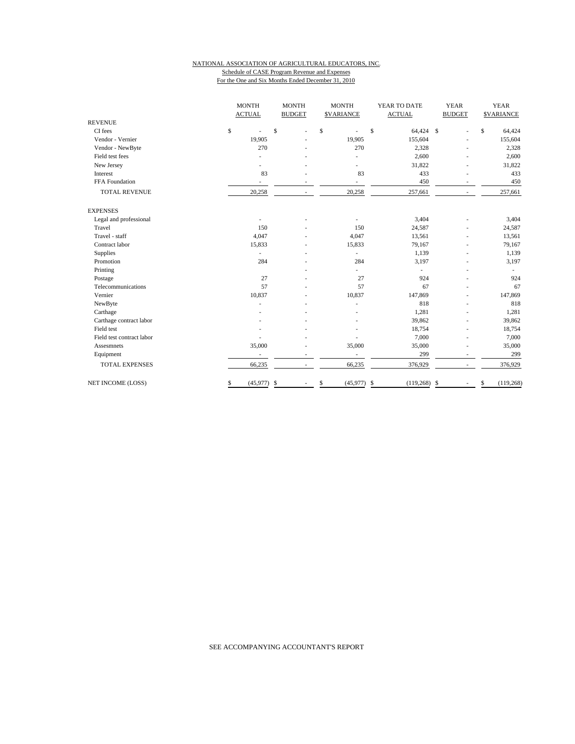NATIONAL ASSOCIATION OF AGRICULTURAL EDUCATORS, INC.

Schedule of CASE Program Revenue and Expenses

For the One and Six Months Ended December 31, 2010

| | MONTH ACTUAL | MONTH BUDGET | MONTH $VARIANCE | YEAR TO DATE ACTUAL | YEAR BUDGET | YEAR $VARIANCE |
|---|---|---|---|---|---|---|
| REVENUE | | | | | | |
| CI fees | $ - | $ - | $ - | $ 64,424 | $ - | $ 64,424 |
| Vendor - Vernier | 19,905 | - | 19,905 | 155,604 | - | 155,604 |
| Vendor - NewByte | 270 | - | 270 | 2,328 | - | 2,328 |
| Field test fees | - | - | - | 2,600 | - | 2,600 |
| New Jersey | - | - | - | 31,822 | - | 31,822 |
| Interest | 83 | - | 83 | 433 | - | 433 |
| FFA Foundation | - | - | - | 450 | - | 450 |
| TOTAL REVENUE | 20,258 | - | 20,258 | 257,661 | - | 257,661 |
| EXPENSES | | | | | | |
| Legal and professional | - | - | - | 3,404 | - | 3,404 |
| Travel | 150 | - | 150 | 24,587 | - | 24,587 |
| Travel - staff | 4,047 | - | 4,047 | 13,561 | - | 13,561 |
| Contract labor | 15,833 | - | 15,833 | 79,167 | - | 79,167 |
| Supplies | - | - | - | 1,139 | - | 1,139 |
| Promotion | 284 | - | 284 | 3,197 | - | 3,197 |
| Printing | | - | - | - | - | - |
| Postage | 27 | - | 27 | 924 | - | 924 |
| Telecommunications | 57 | - | 57 | 67 | - | 67 |
| Vernier | 10,837 | - | 10,837 | 147,869 | - | 147,869 |
| NewByte | - | - | - | 818 | - | 818 |
| Carthage | - | - | - | 1,281 | - | 1,281 |
| Carthage contract labor | - | - | - | 39,862 | - | 39,862 |
| Field test | - | - | - | 18,754 | - | 18,754 |
| Field test contract labor | - | - | - | 7,000 | - | 7,000 |
| Assesmnets | 35,000 | - | 35,000 | 35,000 | - | 35,000 |
| Equipment | - | - | - | 299 | - | 299 |
| TOTAL EXPENSES | 66,235 | - | 66,235 | 376,929 | - | 376,929 |
| NET INCOME (LOSS) | $ (45,977) | $ - | $ (45,977) | $ (119,268) | $ - | $ (119,268) |

SEE ACCOMPANYING ACCOUNTANT'S REPORT